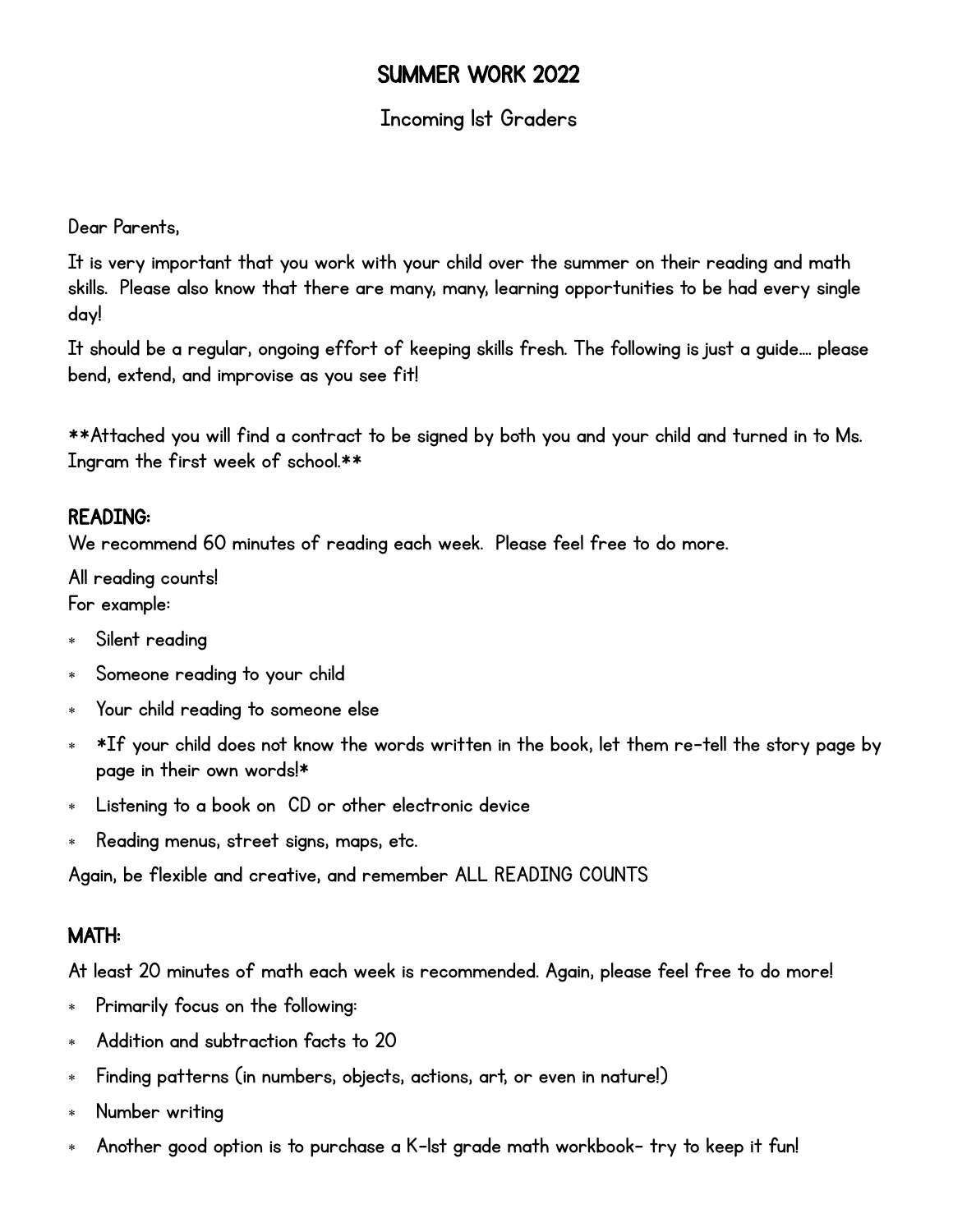# SUMMER WORK 2022

## Incoming 1st Graders

Dear Parents,

It is very important that you work with your child over the summer on their reading and math skills. Please also know that there are many, many, learning opportunities to be had every single day!

It should be a regular, ongoing effort of keeping skills fresh. The following is just a guide.... please bend, extend, and improvise as you see fit!

**Attached you will find a contract to be signed by both you and your child and turned in to Ms. Ingram the first week of school.**

### READING:

We recommend 60 minutes of reading each week. Please feel free to do more.

All reading counts!
For example:

- Silent reading
- Someone reading to your child
- Your child reading to someone else
- *If your child does not know the words written in the book, let them re-tell the story page by page in their own words!*
- Listening to a book on CD or other electronic device
- Reading menus, street signs, maps, etc.

Again, be flexible and creative, and remember ALL READING COUNTS

### MATH:

At least 20 minutes of math each week is recommended. Again, please feel free to do more!

- Primarily focus on the following:
- Addition and subtraction facts to 20
- Finding patterns (in numbers, objects, actions, art, or even in nature!)
- Number writing
- Another good option is to purchase a K-1st grade math workbook- try to keep it fun!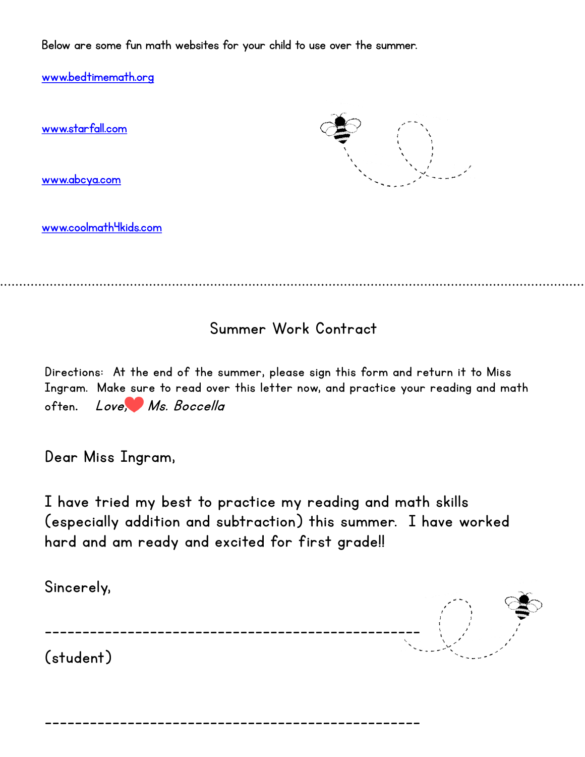Below are some fun math websites for your child to use over the summer.

www.bedtimemath.org

www.starfall.com

www.abcya.com

www.coolmath4kids.com

---

## Summer Work Contract

Directions: At the end of the summer, please sign this form and return it to Miss Ingram. Make sure to read over this letter now, and practice your reading and math often. *Love,❤ Ms. Boccella*

Dear Miss Ingram,

I have tried my best to practice my reading and math skills (especially addition and subtraction) this summer. I have worked hard and am ready and excited for first grade!!

Sincerely,

_______________________________________________

(student)

_______________________________________________